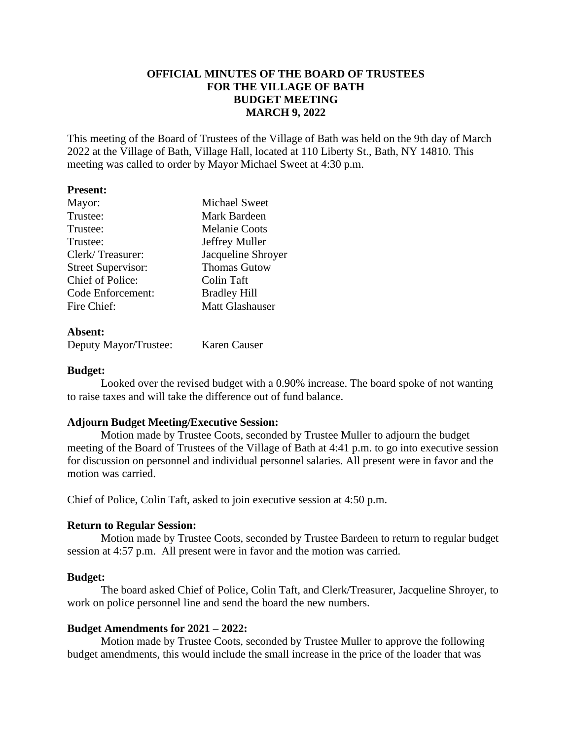# OFFICIAL MINUTES OF THE BOARD OF TRUSTEES FOR THE VILLAGE OF BATH BUDGET MEETING MARCH 9, 2022

This meeting of the Board of Trustees of the Village of Bath was held on the 9th day of March 2022 at the Village of Bath, Village Hall, located at 110 Liberty St., Bath, NY 14810. This meeting was called to order by Mayor Michael Sweet at 4:30 p.m.

**Present:**

| | |
|---|---|
| Mayor: | Michael Sweet |
| Trustee: | Mark Bardeen |
| Trustee: | Melanie Coots |
| Trustee: | Jeffrey Muller |
| Clerk/ Treasurer: | Jacqueline Shroyer |
| Street Supervisor: | Thomas Gutow |
| Chief of Police: | Colin Taft |
| Code Enforcement: | Bradley Hill |
| Fire Chief: | Matt Glashauser |

**Absent:**

| | |
|---|---|
| Deputy Mayor/Trustee: | Karen Causer |

**Budget:**

Looked over the revised budget with a 0.90% increase. The board spoke of not wanting to raise taxes and will take the difference out of fund balance.

**Adjourn Budget Meeting/Executive Session:**

Motion made by Trustee Coots, seconded by Trustee Muller to adjourn the budget meeting of the Board of Trustees of the Village of Bath at 4:41 p.m. to go into executive session for discussion on personnel and individual personnel salaries. All present were in favor and the motion was carried.

Chief of Police, Colin Taft, asked to join executive session at 4:50 p.m.

**Return to Regular Session:**

Motion made by Trustee Coots, seconded by Trustee Bardeen to return to regular budget session at 4:57 p.m. All present were in favor and the motion was carried.

**Budget:**

The board asked Chief of Police, Colin Taft, and Clerk/Treasurer, Jacqueline Shroyer, to work on police personnel line and send the board the new numbers.

**Budget Amendments for 2021 – 2022:**

Motion made by Trustee Coots, seconded by Trustee Muller to approve the following budget amendments, this would include the small increase in the price of the loader that was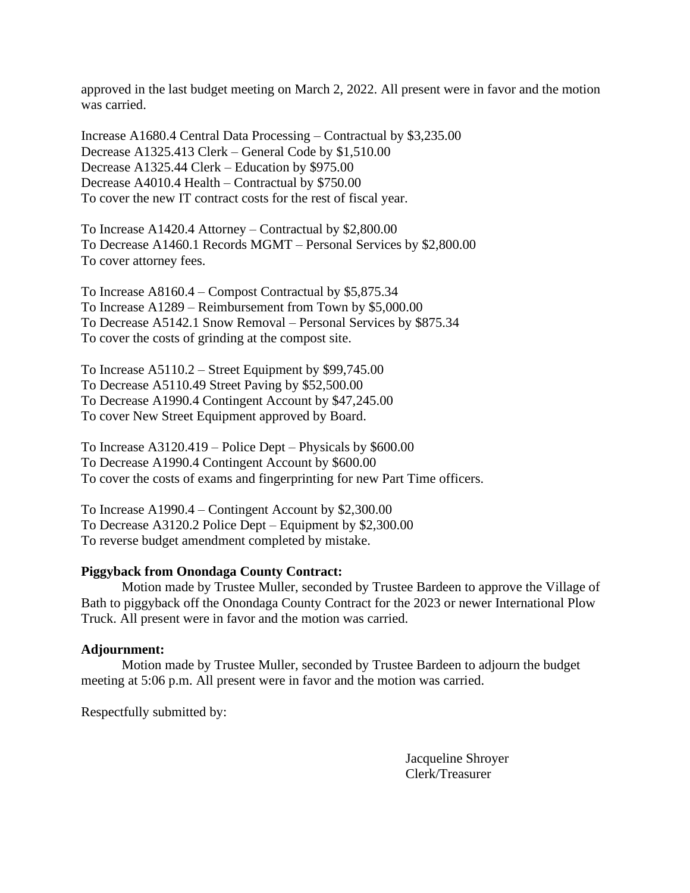approved in the last budget meeting on March 2, 2022. All present were in favor and the motion was carried.

Increase A1680.4 Central Data Processing – Contractual by $3,235.00
Decrease A1325.413 Clerk – General Code by $1,510.00
Decrease A1325.44 Clerk – Education by $975.00
Decrease A4010.4 Health – Contractual by $750.00
To cover the new IT contract costs for the rest of fiscal year.

To Increase A1420.4 Attorney – Contractual by $2,800.00
To Decrease A1460.1 Records MGMT – Personal Services by $2,800.00
To cover attorney fees.

To Increase A8160.4 – Compost Contractual by $5,875.34
To Increase A1289 – Reimbursement from Town by $5,000.00
To Decrease A5142.1 Snow Removal – Personal Services by $875.34
To cover the costs of grinding at the compost site.

To Increase A5110.2 – Street Equipment by $99,745.00
To Decrease A5110.49 Street Paving by $52,500.00
To Decrease A1990.4 Contingent Account by $47,245.00
To cover New Street Equipment approved by Board.

To Increase A3120.419 – Police Dept – Physicals by $600.00
To Decrease A1990.4 Contingent Account by $600.00
To cover the costs of exams and fingerprinting for new Part Time officers.

To Increase A1990.4 – Contingent Account by $2,300.00
To Decrease A3120.2 Police Dept – Equipment by $2,300.00
To reverse budget amendment completed by mistake.

**Piggyback from Onondaga County Contract:**

Motion made by Trustee Muller, seconded by Trustee Bardeen to approve the Village of Bath to piggyback off the Onondaga County Contract for the 2023 or newer International Plow Truck. All present were in favor and the motion was carried.

**Adjournment:**

Motion made by Trustee Muller, seconded by Trustee Bardeen to adjourn the budget meeting at 5:06 p.m. All present were in favor and the motion was carried.

Respectfully submitted by:

Jacqueline Shroyer
Clerk/Treasurer